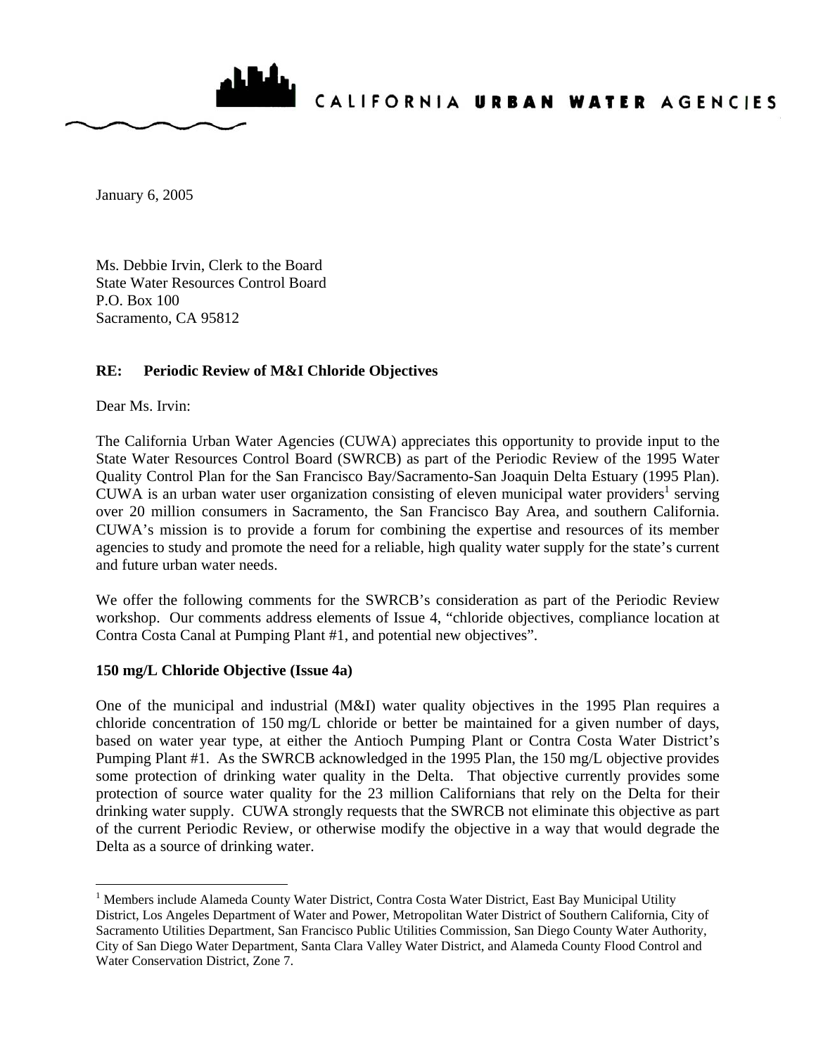CALIFORNIA **URBAN WATER** AGENCIES

January 6, 2005

Ms. Debbie Irvin, Clerk to the Board
State Water Resources Control Board
P.O. Box 100
Sacramento, CA 95812

**RE: Periodic Review of M&I Chloride Objectives**

Dear Ms. Irvin:

The California Urban Water Agencies (CUWA) appreciates this opportunity to provide input to the State Water Resources Control Board (SWRCB) as part of the Periodic Review of the 1995 Water Quality Control Plan for the San Francisco Bay/Sacramento-San Joaquin Delta Estuary (1995 Plan). CUWA is an urban water user organization consisting of eleven municipal water providers[1] serving over 20 million consumers in Sacramento, the San Francisco Bay Area, and southern California. CUWA's mission is to provide a forum for combining the expertise and resources of its member agencies to study and promote the need for a reliable, high quality water supply for the state's current and future urban water needs.

We offer the following comments for the SWRCB's consideration as part of the Periodic Review workshop. Our comments address elements of Issue 4, "chloride objectives, compliance location at Contra Costa Canal at Pumping Plant #1, and potential new objectives".

**150 mg/L Chloride Objective (Issue 4a)**

One of the municipal and industrial (M&I) water quality objectives in the 1995 Plan requires a chloride concentration of 150 mg/L chloride or better be maintained for a given number of days, based on water year type, at either the Antioch Pumping Plant or Contra Costa Water District's Pumping Plant #1. As the SWRCB acknowledged in the 1995 Plan, the 150 mg/L objective provides some protection of drinking water quality in the Delta. That objective currently provides some protection of source water quality for the 23 million Californians that rely on the Delta for their drinking water supply. CUWA strongly requests that the SWRCB not eliminate this objective as part of the current Periodic Review, or otherwise modify the objective in a way that would degrade the Delta as a source of drinking water.

[1] Members include Alameda County Water District, Contra Costa Water District, East Bay Municipal Utility District, Los Angeles Department of Water and Power, Metropolitan Water District of Southern California, City of Sacramento Utilities Department, San Francisco Public Utilities Commission, San Diego County Water Authority, City of San Diego Water Department, Santa Clara Valley Water District, and Alameda County Flood Control and Water Conservation District, Zone 7.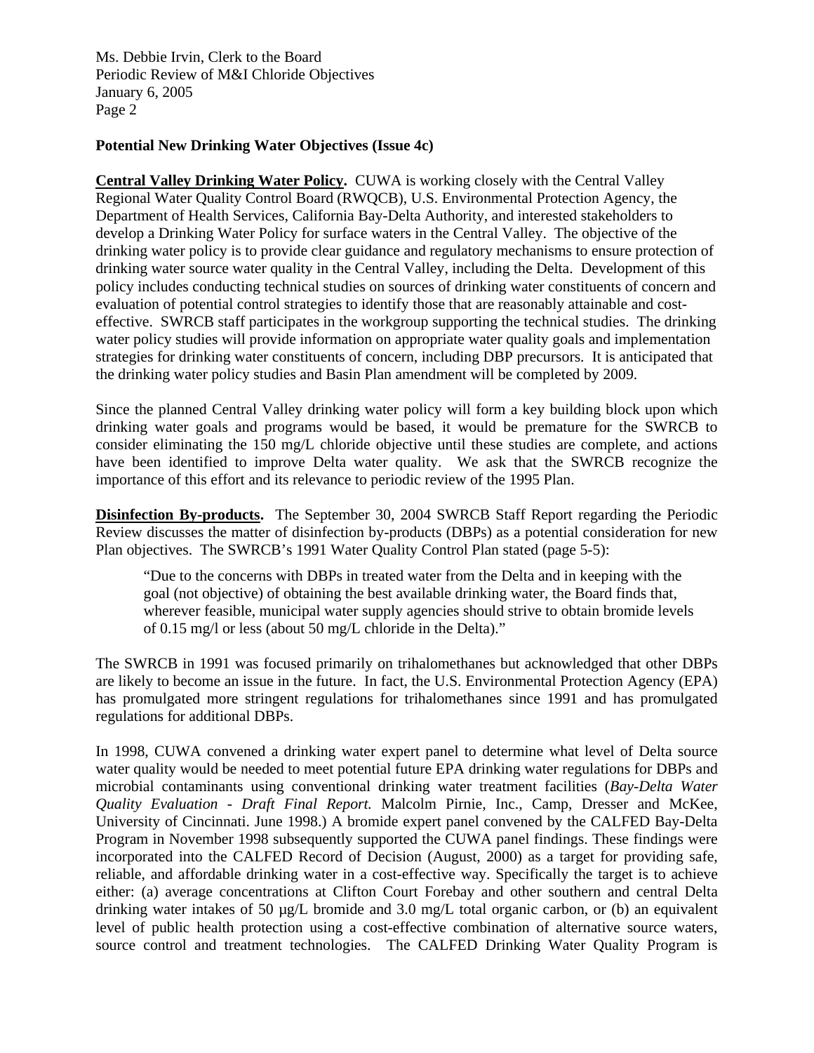**Potential New Drinking Water Objectives (Issue 4c)**

**Central Valley Drinking Water Policy.** CUWA is working closely with the Central Valley Regional Water Quality Control Board (RWQCB), U.S. Environmental Protection Agency, the Department of Health Services, California Bay-Delta Authority, and interested stakeholders to develop a Drinking Water Policy for surface waters in the Central Valley. The objective of the drinking water policy is to provide clear guidance and regulatory mechanisms to ensure protection of drinking water source water quality in the Central Valley, including the Delta. Development of this policy includes conducting technical studies on sources of drinking water constituents of concern and evaluation of potential control strategies to identify those that are reasonably attainable and cost-effective. SWRCB staff participates in the workgroup supporting the technical studies. The drinking water policy studies will provide information on appropriate water quality goals and implementation strategies for drinking water constituents of concern, including DBP precursors. It is anticipated that the drinking water policy studies and Basin Plan amendment will be completed by 2009.

Since the planned Central Valley drinking water policy will form a key building block upon which drinking water goals and programs would be based, it would be premature for the SWRCB to consider eliminating the 150 mg/L chloride objective until these studies are complete, and actions have been identified to improve Delta water quality. We ask that the SWRCB recognize the importance of this effort and its relevance to periodic review of the 1995 Plan.

**Disinfection By-products.** The September 30, 2004 SWRCB Staff Report regarding the Periodic Review discusses the matter of disinfection by-products (DBPs) as a potential consideration for new Plan objectives. The SWRCB's 1991 Water Quality Control Plan stated (page 5-5):

> "Due to the concerns with DBPs in treated water from the Delta and in keeping with the goal (not objective) of obtaining the best available drinking water, the Board finds that, wherever feasible, municipal water supply agencies should strive to obtain bromide levels of 0.15 mg/l or less (about 50 mg/L chloride in the Delta)."

The SWRCB in 1991 was focused primarily on trihalomethanes but acknowledged that other DBPs are likely to become an issue in the future. In fact, the U.S. Environmental Protection Agency (EPA) has promulgated more stringent regulations for trihalomethanes since 1991 and has promulgated regulations for additional DBPs.

In 1998, CUWA convened a drinking water expert panel to determine what level of Delta source water quality would be needed to meet potential future EPA drinking water regulations for DBPs and microbial contaminants using conventional drinking water treatment facilities (*Bay-Delta Water Quality Evaluation - Draft Final Report.* Malcolm Pirnie, Inc., Camp, Dresser and McKee, University of Cincinnati. June 1998.) A bromide expert panel convened by the CALFED Bay-Delta Program in November 1998 subsequently supported the CUWA panel findings. These findings were incorporated into the CALFED Record of Decision (August, 2000) as a target for providing safe, reliable, and affordable drinking water in a cost-effective way. Specifically the target is to achieve either: (a) average concentrations at Clifton Court Forebay and other southern and central Delta drinking water intakes of 50 µg/L bromide and 3.0 mg/L total organic carbon, or (b) an equivalent level of public health protection using a cost-effective combination of alternative source waters, source control and treatment technologies. The CALFED Drinking Water Quality Program is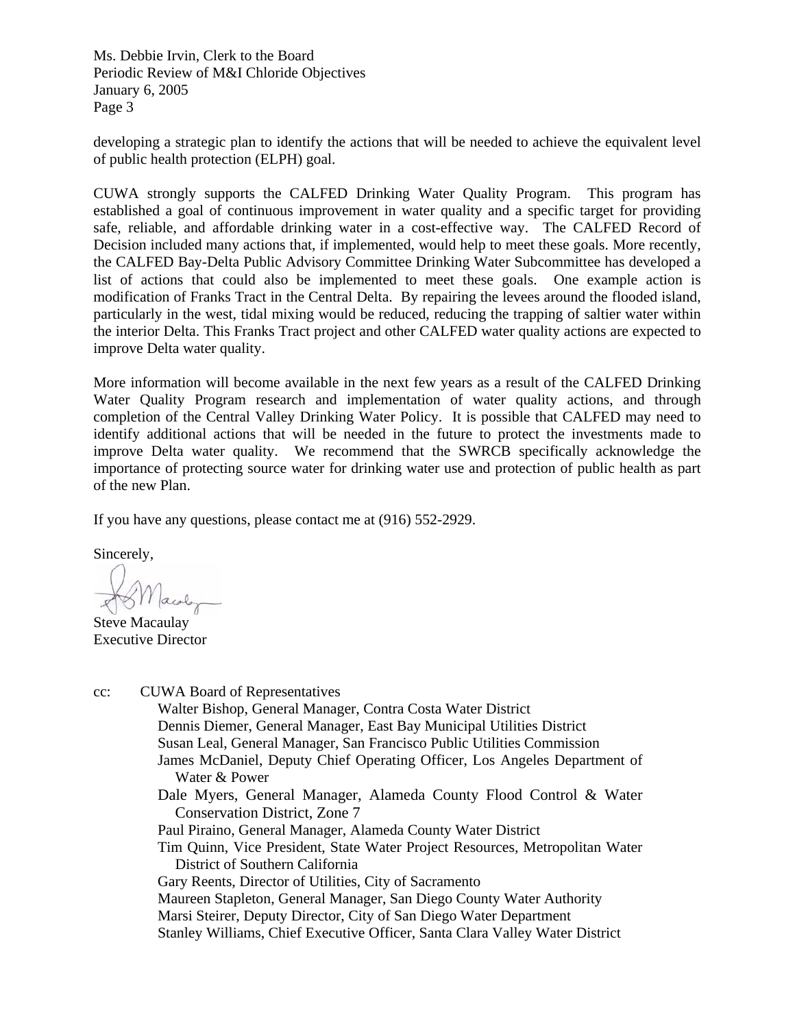developing a strategic plan to identify the actions that will be needed to achieve the equivalent level of public health protection (ELPH) goal.

CUWA strongly supports the CALFED Drinking Water Quality Program. This program has established a goal of continuous improvement in water quality and a specific target for providing safe, reliable, and affordable drinking water in a cost-effective way. The CALFED Record of Decision included many actions that, if implemented, would help to meet these goals. More recently, the CALFED Bay-Delta Public Advisory Committee Drinking Water Subcommittee has developed a list of actions that could also be implemented to meet these goals. One example action is modification of Franks Tract in the Central Delta. By repairing the levees around the flooded island, particularly in the west, tidal mixing would be reduced, reducing the trapping of saltier water within the interior Delta. This Franks Tract project and other CALFED water quality actions are expected to improve Delta water quality.

More information will become available in the next few years as a result of the CALFED Drinking Water Quality Program research and implementation of water quality actions, and through completion of the Central Valley Drinking Water Policy. It is possible that CALFED may need to identify additional actions that will be needed in the future to protect the investments made to improve Delta water quality. We recommend that the SWRCB specifically acknowledge the importance of protecting source water for drinking water use and protection of public health as part of the new Plan.

If you have any questions, please contact me at (916) 552-2929.

Sincerely,

Steve Macaulay
Executive Director

cc: CUWA Board of Representatives
- Walter Bishop, General Manager, Contra Costa Water District
- Dennis Diemer, General Manager, East Bay Municipal Utilities District
- Susan Leal, General Manager, San Francisco Public Utilities Commission
- James McDaniel, Deputy Chief Operating Officer, Los Angeles Department of Water & Power
- Dale Myers, General Manager, Alameda County Flood Control & Water Conservation District, Zone 7
- Paul Piraino, General Manager, Alameda County Water District
- Tim Quinn, Vice President, State Water Project Resources, Metropolitan Water District of Southern California
- Gary Reents, Director of Utilities, City of Sacramento
- Maureen Stapleton, General Manager, San Diego County Water Authority
- Marsi Steirer, Deputy Director, City of San Diego Water Department
- Stanley Williams, Chief Executive Officer, Santa Clara Valley Water District